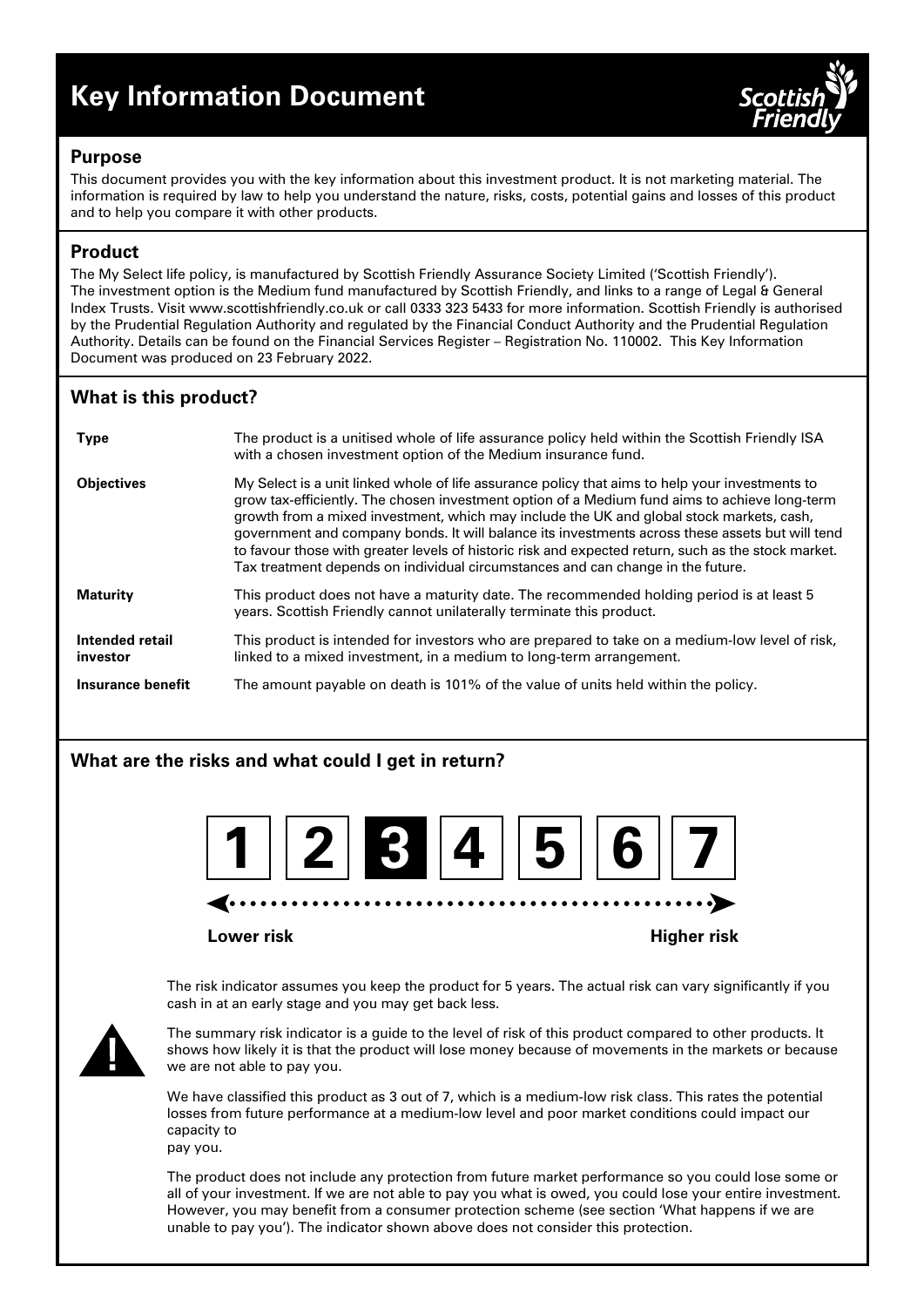# Key Information Document

Scottish Friendly

## Purpose

This document provides you with the key information about this investment product. It is not marketing material. The information is required by law to help you understand the nature, risks, costs, potential gains and losses of this product and to help you compare it with other products.

## Product

The My Select life policy, is manufactured by Scottish Friendly Assurance Society Limited ('Scottish Friendly'). The investment option is the Medium fund manufactured by Scottish Friendly, and links to a range of Legal & General Index Trusts. Visit www.scottishfriendly.co.uk or call 0333 323 5433 for more information. Scottish Friendly is authorised by the Prudential Regulation Authority and regulated by the Financial Conduct Authority and the Prudential Regulation Authority. Details can be found on the Financial Services Register – Registration No. 110002. This Key Information Document was produced on 23 February 2022.

## What is this product?

| | |
|---|---|
| **Type** | The product is a unitised whole of life assurance policy held within the Scottish Friendly ISA with a chosen investment option of the Medium insurance fund. |
| **Objectives** | My Select is a unit linked whole of life assurance policy that aims to help your investments to grow tax-efficiently. The chosen investment option of a Medium fund aims to achieve long-term growth from a mixed investment, which may include the UK and global stock markets, cash, government and company bonds. It will balance its investments across these assets but will tend to favour those with greater levels of historic risk and expected return, such as the stock market. Tax treatment depends on individual circumstances and can change in the future. |
| **Maturity** | This product does not have a maturity date. The recommended holding period is at least 5 years. Scottish Friendly cannot unilaterally terminate this product. |
| **Intended retail investor** | This product is intended for investors who are prepared to take on a medium-low level of risk, linked to a mixed investment, in a medium to long-term arrangement. |
| **Insurance benefit** | The amount payable on death is 101% of the value of units held within the policy. |

## What are the risks and what could I get in return?

| 1 | 2 | **3** | 4 | 5 | 6 | 7 |
|---|---|---|---|---|---|---|

Lower risk ← → Higher risk

The risk indicator assumes you keep the product for 5 years. The actual risk can vary significantly if you cash in at an early stage and you may get back less.

The summary risk indicator is a guide to the level of risk of this product compared to other products. It shows how likely it is that the product will lose money because of movements in the markets or because we are not able to pay you.

We have classified this product as 3 out of 7, which is a medium-low risk class. This rates the potential losses from future performance at a medium-low level and poor market conditions could impact our capacity to
pay you.

The product does not include any protection from future market performance so you could lose some or all of your investment. If we are not able to pay you what is owed, you could lose your entire investment. However, you may benefit from a consumer protection scheme (see section 'What happens if we are unable to pay you'). The indicator shown above does not consider this protection.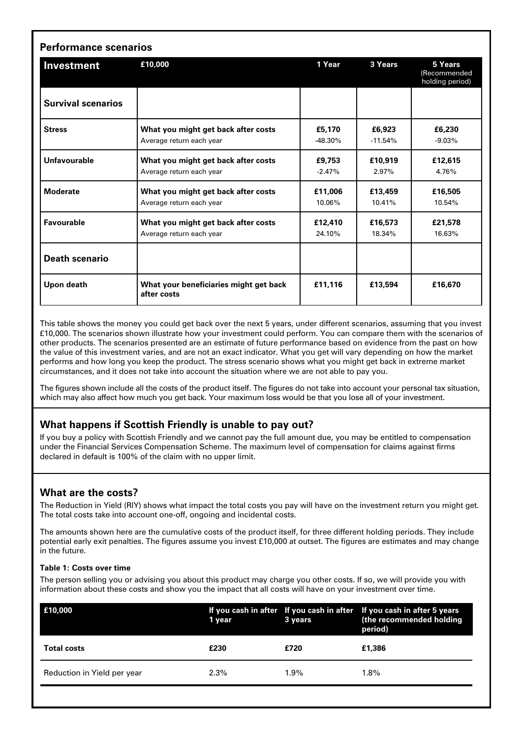## Performance scenarios

| Investment | £10,000 | 1 Year | 3 Years | 5 Years (Recommended holding period) |
|---|---|---|---|---|
| **Survival scenarios** | | | | |
| **Stress** | **What you might get back after costs**<br>Average return each year | **£5,170**<br>-48.30% | **£6,923**<br>-11.54% | **£6,230**<br>-9.03% |
| **Unfavourable** | **What you might get back after costs**<br>Average return each year | **£9,753**<br>-2.47% | **£10,919**<br>2.97% | **£12,615**<br>4.76% |
| **Moderate** | **What you might get back after costs**<br>Average return each year | **£11,006**<br>10.06% | **£13,459**<br>10.41% | **£16,505**<br>10.54% |
| **Favourable** | **What you might get back after costs**<br>Average return each year | **£12,410**<br>24.10% | **£16,573**<br>18.34% | **£21,578**<br>16.63% |
| **Death scenario** | | | | |
| **Upon death** | **What your beneficiaries might get back after costs** | **£11,116** | **£13,594** | **£16,670** |

This table shows the money you could get back over the next 5 years, under different scenarios, assuming that you invest £10,000. The scenarios shown illustrate how your investment could perform. You can compare them with the scenarios of other products. The scenarios presented are an estimate of future performance based on evidence from the past on how the value of this investment varies, and are not an exact indicator. What you get will vary depending on how the market performs and how long you keep the product. The stress scenario shows what you might get back in extreme market circumstances, and it does not take into account the situation where we are not able to pay you.

The figures shown include all the costs of the product itself. The figures do not take into account your personal tax situation, which may also affect how much you get back. Your maximum loss would be that you lose all of your investment.

## What happens if Scottish Friendly is unable to pay out?

If you buy a policy with Scottish Friendly and we cannot pay the full amount due, you may be entitled to compensation under the Financial Services Compensation Scheme. The maximum level of compensation for claims against firms declared in default is 100% of the claim with no upper limit.

## What are the costs?

The Reduction in Yield (RIY) shows what impact the total costs you pay will have on the investment return you might get. The total costs take into account one-off, ongoing and incidental costs.

The amounts shown here are the cumulative costs of the product itself, for three different holding periods. They include potential early exit penalties. The figures assume you invest £10,000 at outset. The figures are estimates and may change in the future.

#### Table 1: Costs over time

The person selling you or advising you about this product may charge you other costs. If so, we will provide you with information about these costs and show you the impact that all costs will have on your investment over time.

| £10,000 | If you cash in after 1 year | If you cash in after 3 years | If you cash in after 5 years (the recommended holding period) |
|---|---|---|---|
| **Total costs** | **£230** | **£720** | **£1,386** |
| Reduction in Yield per year | 2.3% | 1.9% | 1.8% |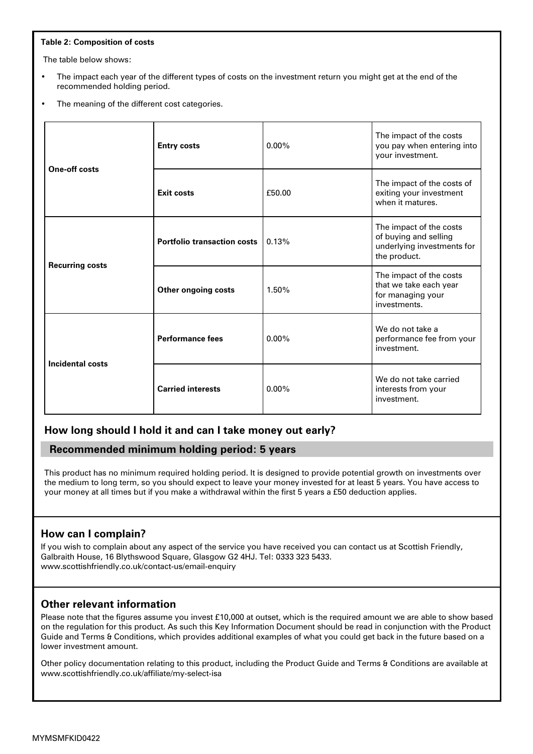**Table 2: Composition of costs**

The table below shows:

- The impact each year of the different types of costs on the investment return you might get at the end of the recommended holding period.
- The meaning of the different cost categories.

| | | | |
|---|---|---|---|
| **One-off costs** | **Entry costs** | 0.00% | The impact of the costs you pay when entering into your investment. |
| | **Exit costs** | £50.00 | The impact of the costs of exiting your investment when it matures. |
| **Recurring costs** | **Portfolio transaction costs** | 0.13% | The impact of the costs of buying and selling underlying investments for the product. |
| | **Other ongoing costs** | 1.50% | The impact of the costs that we take each year for managing your investments. |
| **Incidental costs** | **Performance fees** | 0.00% | We do not take a performance fee from your investment. |
| | **Carried interests** | 0.00% | We do not take carried interests from your investment. |

## How long should I hold it and can I take money out early?

### Recommended minimum holding period: 5 years

This product has no minimum required holding period. It is designed to provide potential growth on investments over the medium to long term, so you should expect to leave your money invested for at least 5 years. You have access to your money at all times but if you make a withdrawal within the first 5 years a £50 deduction applies.

## How can I complain?

If you wish to complain about any aspect of the service you have received you can contact us at Scottish Friendly, Galbraith House, 16 Blythswood Square, Glasgow G2 4HJ. Tel: 0333 323 5433.
www.scottishfriendly.co.uk/contact-us/email-enquiry

## Other relevant information

Please note that the figures assume you invest £10,000 at outset, which is the required amount we are able to show based on the regulation for this product. As such this Key Information Document should be read in conjunction with the Product Guide and Terms & Conditions, which provides additional examples of what you could get back in the future based on a lower investment amount.

Other policy documentation relating to this product, including the Product Guide and Terms & Conditions are available at www.scottishfriendly.co.uk/affiliate/my-select-isa

MYMSMFKID0422